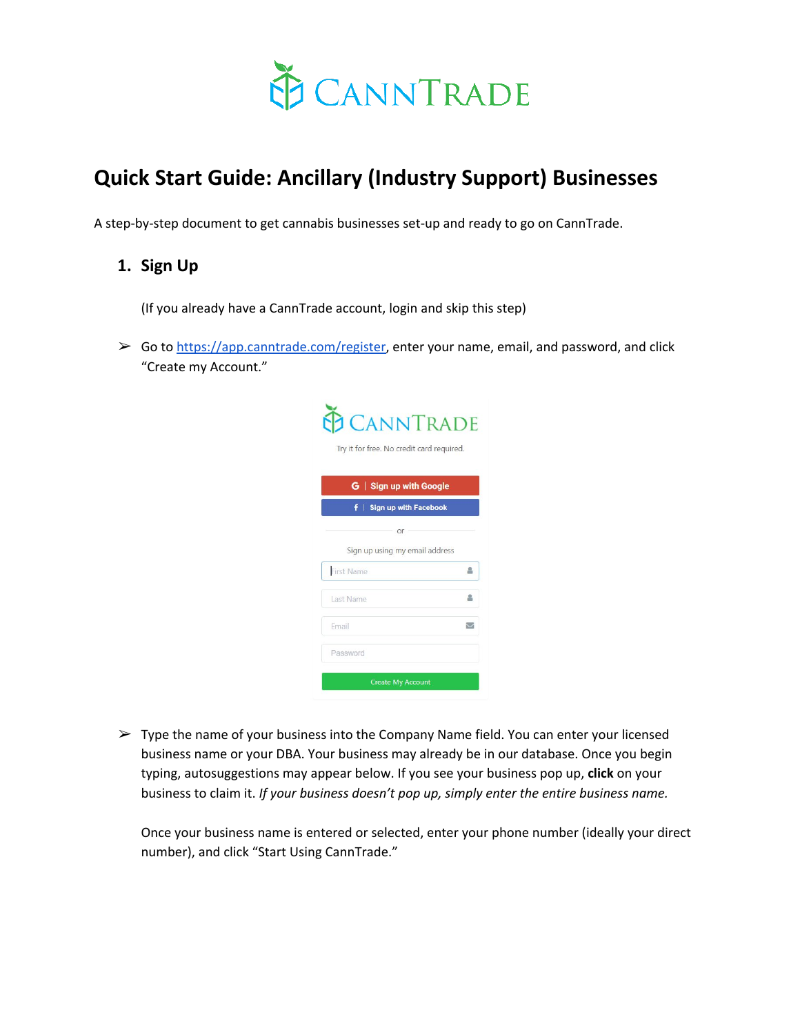# Quick Start Guide: Ancillary (Industry Support) Businesses

A step-by-step document to get cannabis businesses set-up and ready to go on CannTrade.

## 1. Sign Up

(If you already have a CannTrade account, login and skip this step)

➢ Go to https://app.canntrade.com/register, enter your name, email, and password, and click "Create my Account."

➢ Type the name of your business into the Company Name field. You can enter your licensed business name or your DBA. Your business may already be in our database. Once you begin typing, autosuggestions may appear below. If you see your business pop up, **click** on your business to claim it. *If your business doesn't pop up, simply enter the entire business name.*

Once your business name is entered or selected, enter your phone number (ideally your direct number), and click "Start Using CannTrade."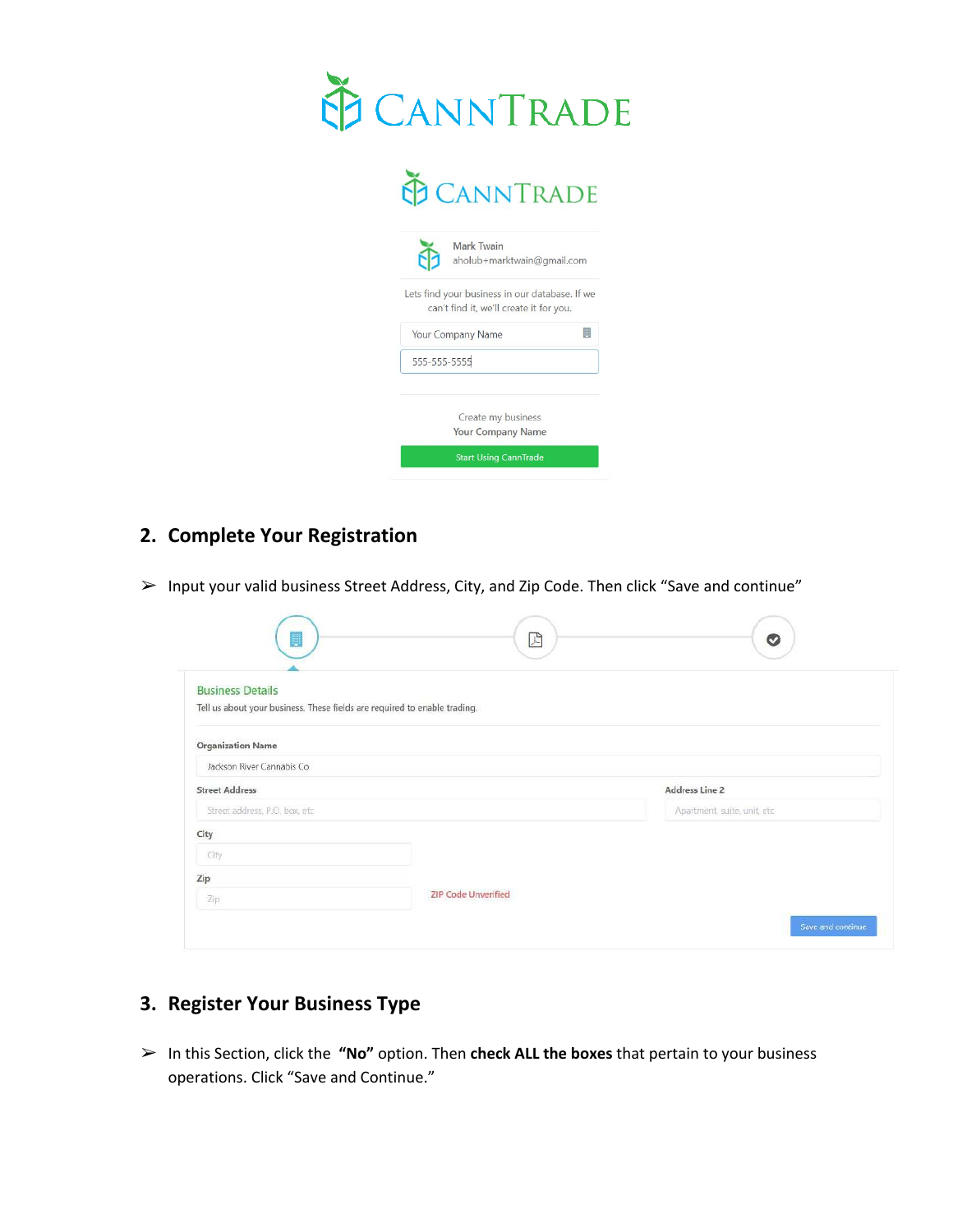## 2. Complete Your Registration

➢ Input your valid business Street Address, City, and Zip Code. Then click "Save and continue"

## 3. Register Your Business Type

➢ In this Section, click the **"No"** option. Then **check ALL the boxes** that pertain to your business operations. Click "Save and Continue."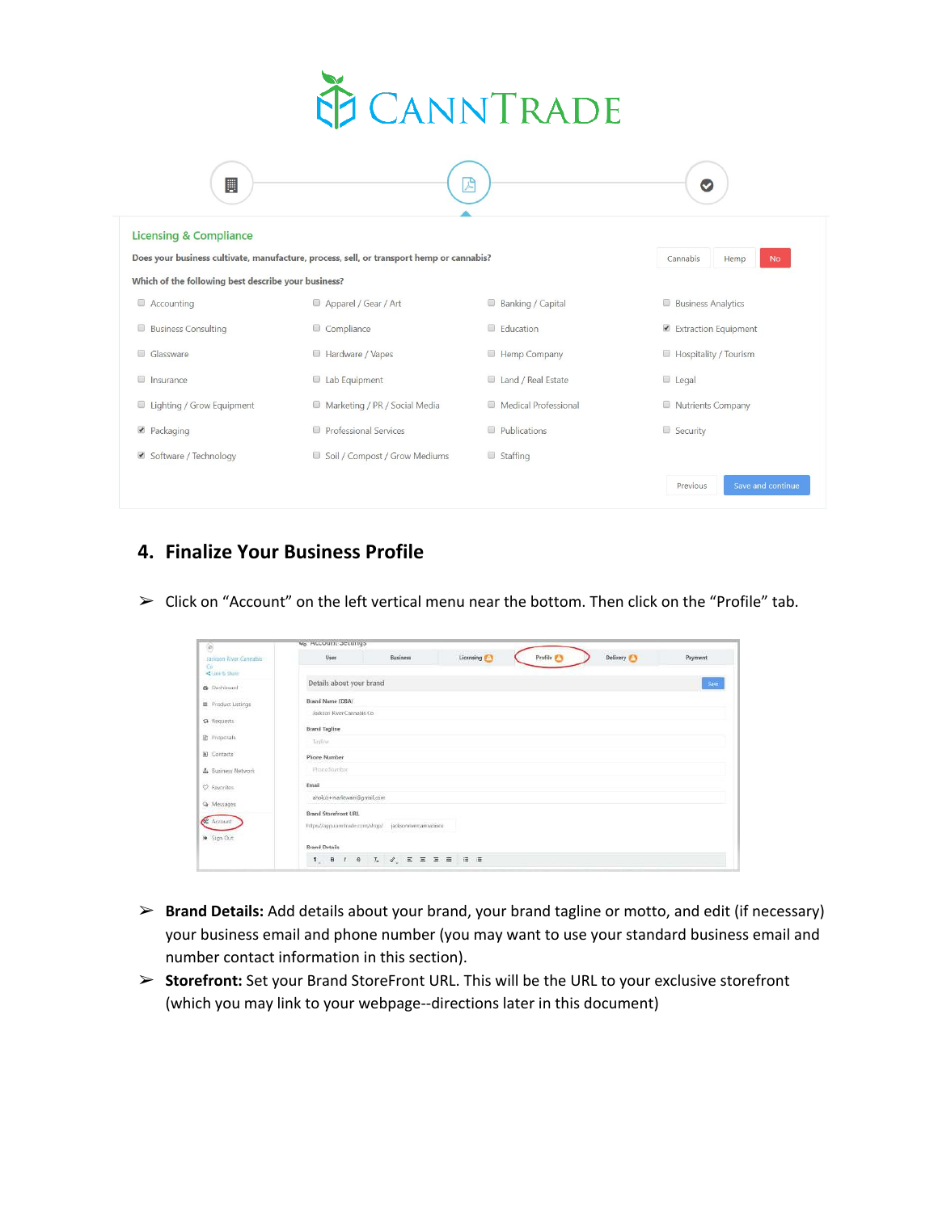## 4. Finalize Your Business Profile

➢ Click on "Account" on the left vertical menu near the bottom. Then click on the "Profile" tab.

➢ **Brand Details:** Add details about your brand, your brand tagline or motto, and edit (if necessary) your business email and phone number (you may want to use your standard business email and number contact information in this section).

➢ **Storefront:** Set your Brand StoreFront URL. This will be the URL to your exclusive storefront (which you may link to your webpage--directions later in this document)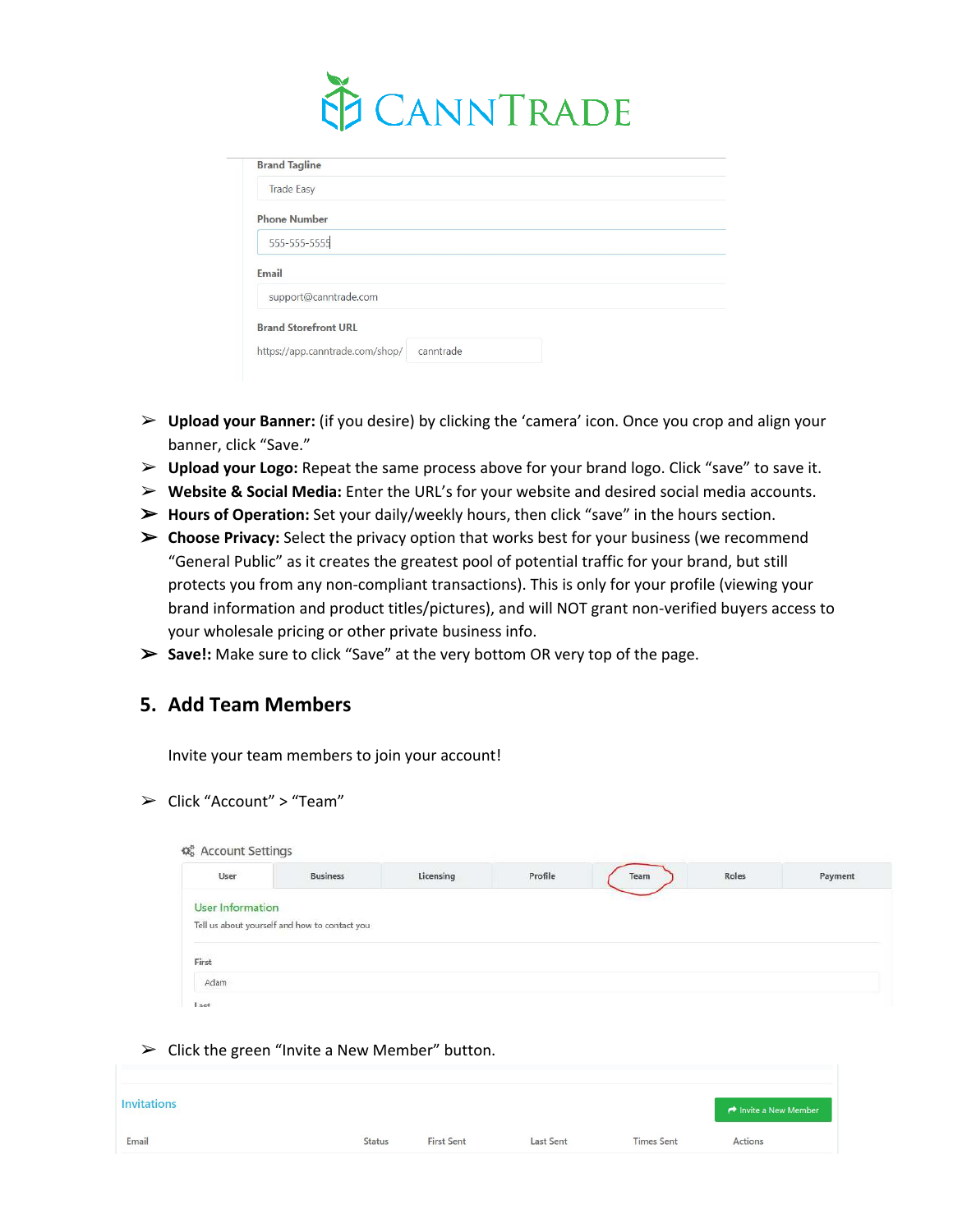Brand Tagline

Trade Easy

Phone Number

555-555-5555

Email

support@canntrade.com

Brand Storefront URL

https://app.canntrade.com/shop/ canntrade

- **Upload your Banner:** (if you desire) by clicking the 'camera' icon. Once you crop and align your banner, click "Save."
- **Upload your Logo:** Repeat the same process above for your brand logo. Click "save" to save it.
- **Website & Social Media:** Enter the URL's for your website and desired social media accounts.
- **Hours of Operation:** Set your daily/weekly hours, then click "save" in the hours section.
- **Choose Privacy:** Select the privacy option that works best for your business (we recommend "General Public" as it creates the greatest pool of potential traffic for your brand, but still protects you from any non-compliant transactions). This is only for your profile (viewing your brand information and product titles/pictures), and will NOT grant non-verified buyers access to your wholesale pricing or other private business info.
- **Save!:** Make sure to click "Save" at the very bottom OR very top of the page.

## 5. Add Team Members

Invite your team members to join your account!

- Click "Account" > "Team"

Account Settings

| User | Business | Licensing | Profile | Team | Roles | Payment |
|---|---|---|---|---|---|---|

User Information

Tell us about yourself and how to contact you

First

Adam

Last

- Click the green "Invite a New Member" button.

Invitations

Invite a New Member

| Email | Status | First Sent | Last Sent | Times Sent | Actions |
|---|---|---|---|---|---|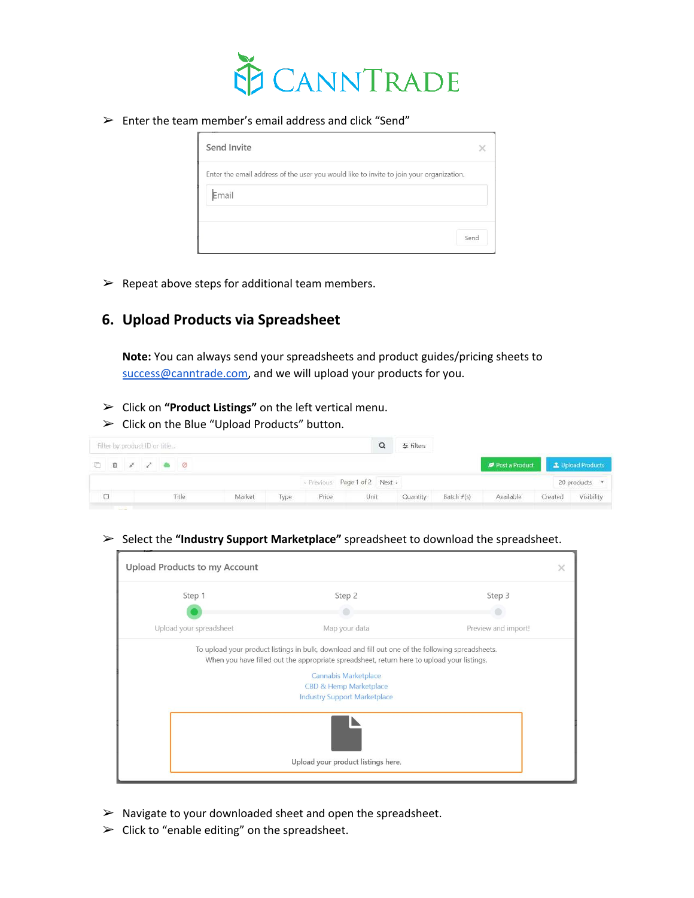- Enter the team member's email address and click "Send"

- Repeat above steps for additional team members.

## 6. Upload Products via Spreadsheet

**Note:** You can always send your spreadsheets and product guides/pricing sheets to success@canntrade.com, and we will upload your products for you.

- Click on **"Product Listings"** on the left vertical menu.
- Click on the Blue "Upload Products" button.

- Select the **"Industry Support Marketplace"** spreadsheet to download the spreadsheet.

- Navigate to your downloaded sheet and open the spreadsheet.
- Click to "enable editing" on the spreadsheet.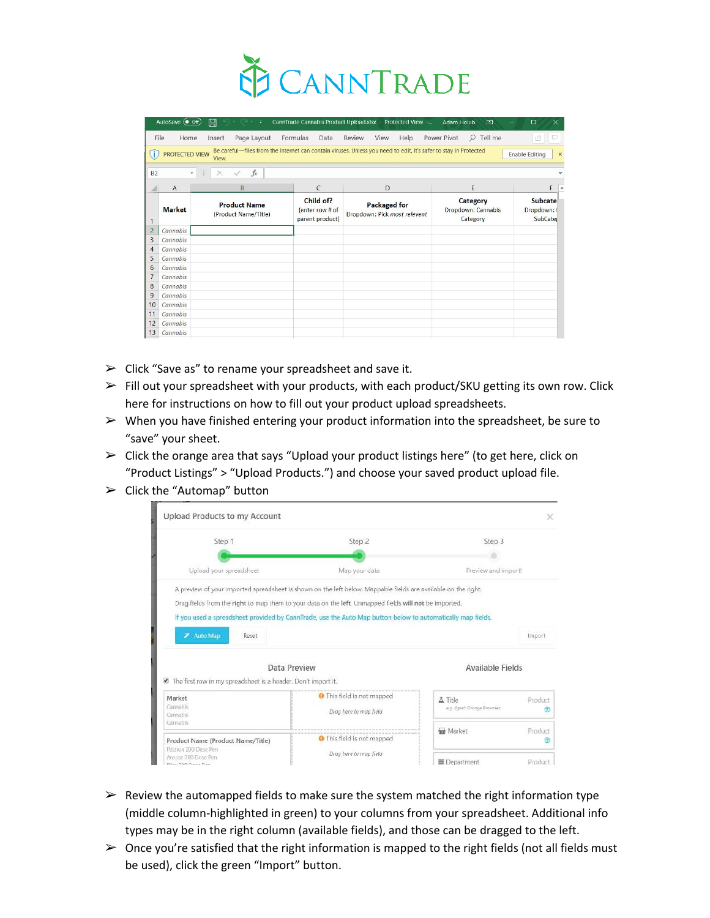- Click "Save as" to rename your spreadsheet and save it.
- Fill out your spreadsheet with your products, with each product/SKU getting its own row. Click here for instructions on how to fill out your product upload spreadsheets.
- When you have finished entering your product information into the spreadsheet, be sure to "save" your sheet.
- Click the orange area that says "Upload your product listings here" (to get here, click on "Product Listings" > "Upload Products.") and choose your saved product upload file.
- Click the "Automap" button
- Review the automapped fields to make sure the system matched the right information type (middle column-highlighted in green) to your columns from your spreadsheet. Additional info types may be in the right column (available fields), and those can be dragged to the left.
- Once you're satisfied that the right information is mapped to the right fields (not all fields must be used), click the green "Import" button.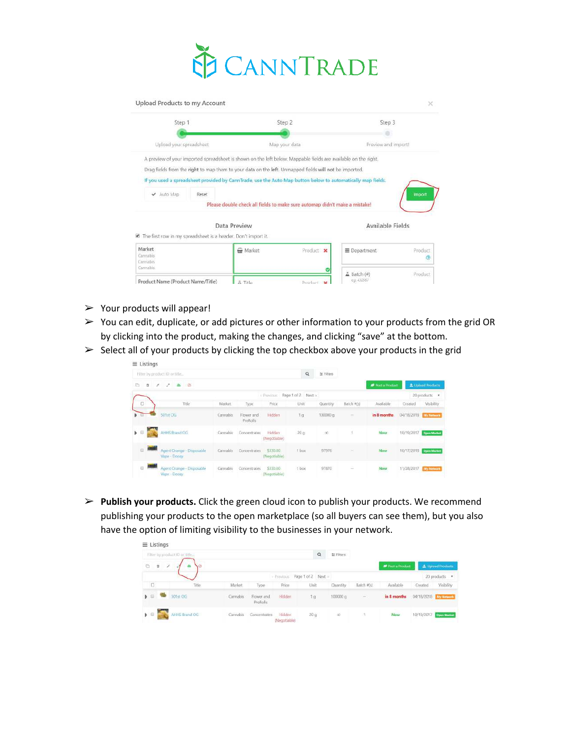- Your products will appear!
- You can edit, duplicate, or add pictures or other information to your products from the grid OR by clicking into the product, making the changes, and clicking “save” at the bottom.
- Select all of your products by clicking the top checkbox above your products in the grid
- **Publish your products.** Click the green cloud icon to publish your products. We recommend publishing your products to the open marketplace (so all buyers can see them), but you also have the option of limiting visibility to the businesses in your network.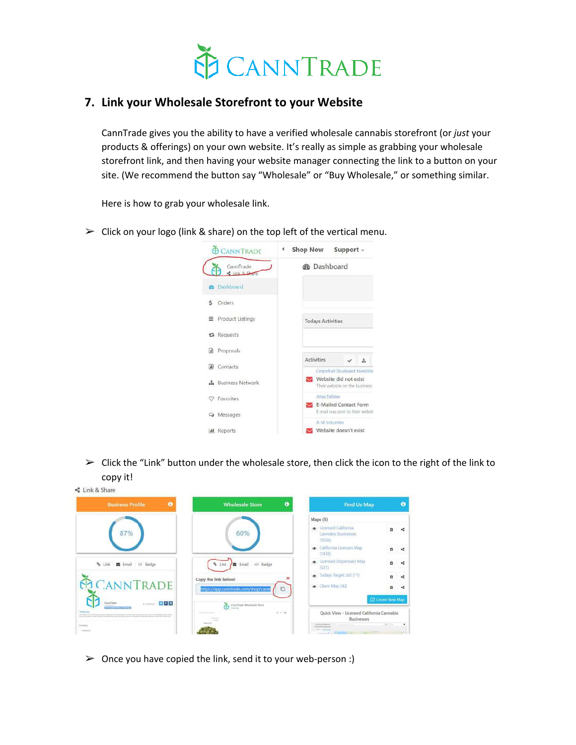## 7. Link your Wholesale Storefront to your Website

CannTrade gives you the ability to have a verified wholesale cannabis storefront (or *just* your products & offerings) on your own website. It's really as simple as grabbing your wholesale storefront link, and then having your website manager connecting the link to a button on your site. (We recommend the button say "Wholesale" or "Buy Wholesale," or something similar.

Here is how to grab your wholesale link.

- Click on your logo (link & share) on the top left of the vertical menu.

- Click the "Link" button under the wholesale store, then click the icon to the right of the link to copy it!

- Once you have copied the link, send it to your web-person :)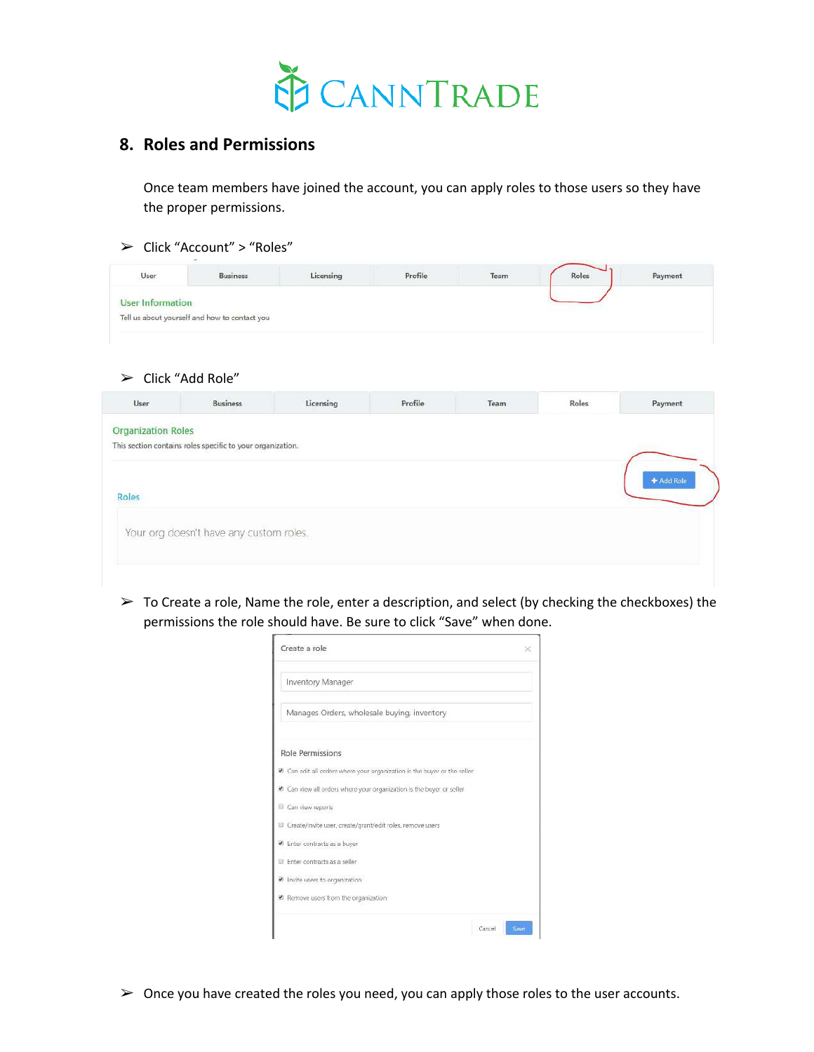## 8. Roles and Permissions

Once team members have joined the account, you can apply roles to those users so they have the proper permissions.

- Click "Account" > "Roles"

- Click "Add Role"

- To Create a role, Name the role, enter a description, and select (by checking the checkboxes) the permissions the role should have. Be sure to click "Save" when done.

- Once you have created the roles you need, you can apply those roles to the user accounts.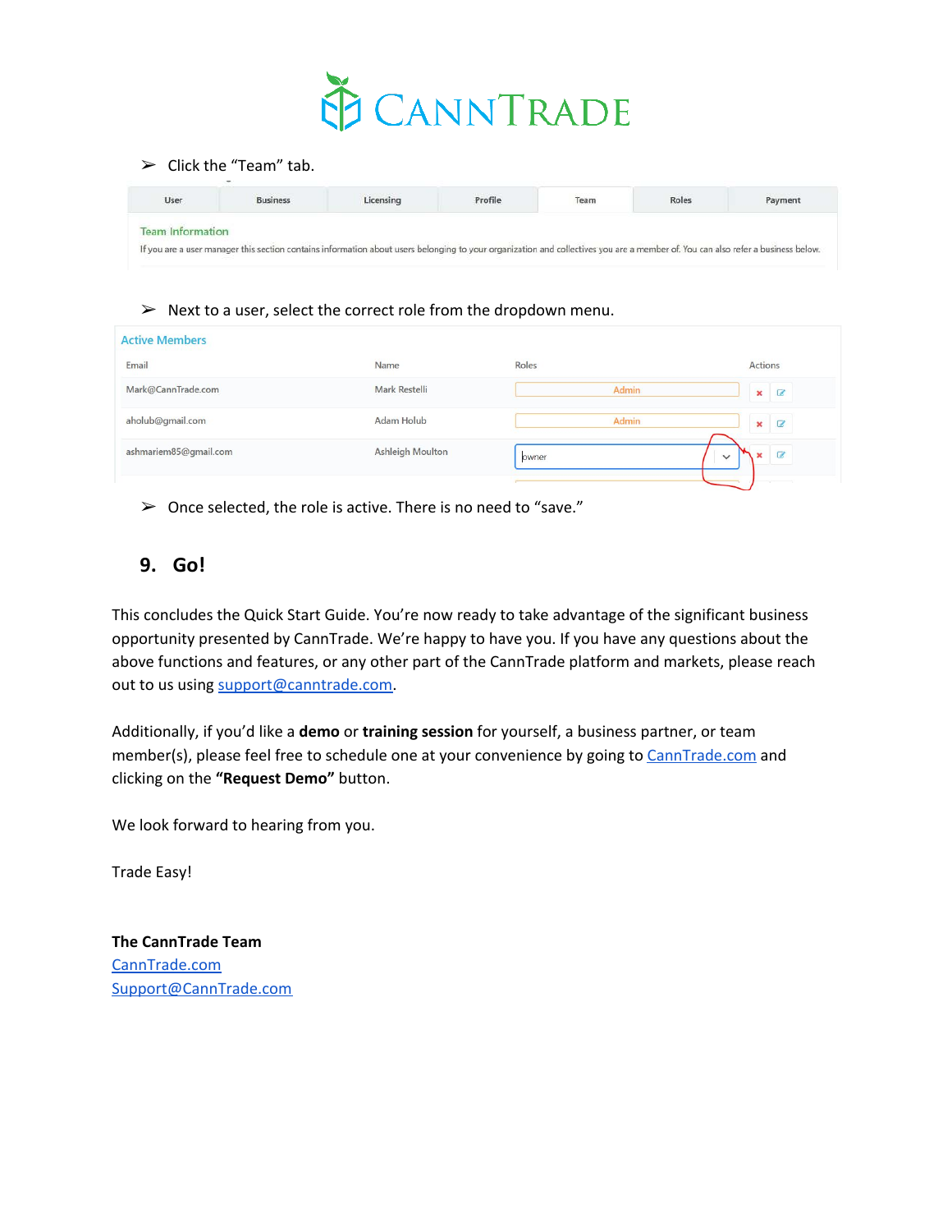- ➢ Click the "Team" tab.

| User | Business | Licensing | Profile | Team | Roles | Payment |
|---|---|---|---|---|---|---|

Team Information

If you are a user manager this section contains information about users belonging to your organization and collectives you are a member of. You can also refer a business below.

- ➢ Next to a user, select the correct role from the dropdown menu.

Active Members

| Email | Name | Roles | Actions |
|---|---|---|---|
| Mark@CannTrade.com | Mark Restelli | Admin | |
| aholub@gmail.com | Adam Holub | Admin | |
| ashmariem85@gmail.com | Ashleigh Moulton | owner | |

- ➢ Once selected, the role is active. There is no need to "save."

## 9. Go!

This concludes the Quick Start Guide. You're now ready to take advantage of the significant business opportunity presented by CannTrade. We're happy to have you. If you have any questions about the above functions and features, or any other part of the CannTrade platform and markets, please reach out to us using support@canntrade.com.

Additionally, if you'd like a **demo** or **training session** for yourself, a business partner, or team member(s), please feel free to schedule one at your convenience by going to CannTrade.com and clicking on the **"Request Demo"** button.

We look forward to hearing from you.

Trade Easy!

**The CannTrade Team**
CannTrade.com
Support@CannTrade.com